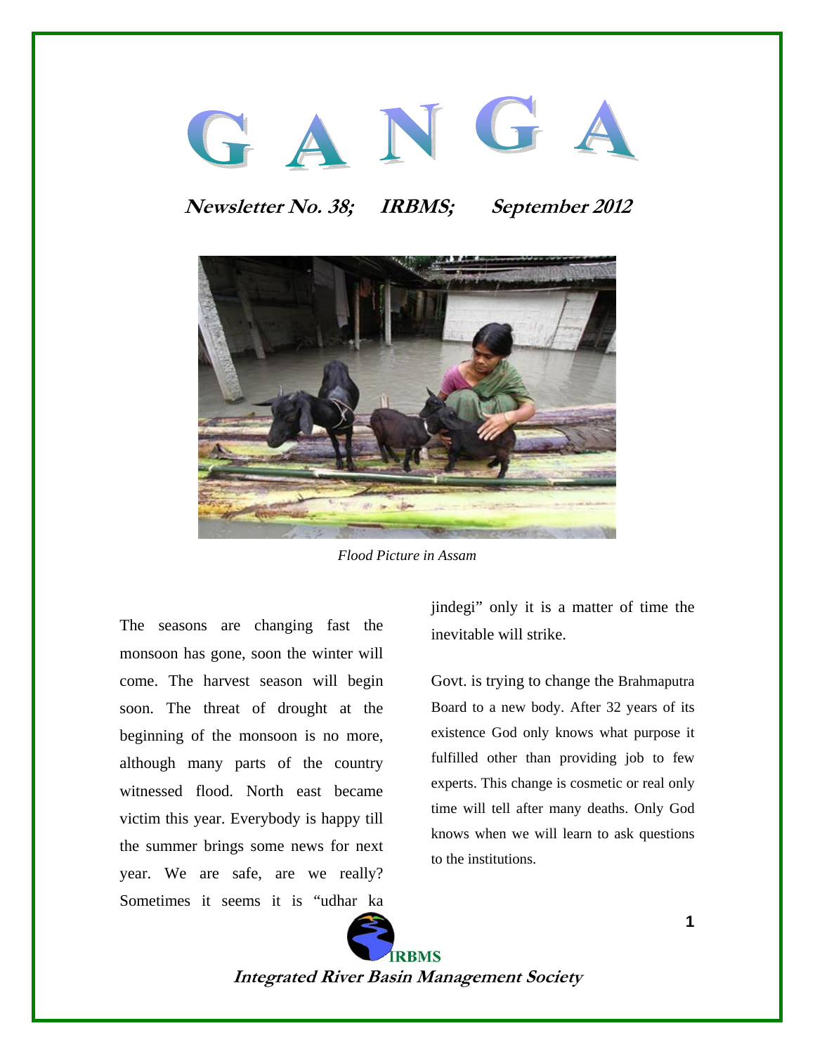# G A N G A

**Newsletter No. 38; IRBMS; September 2012**

*Flood Picture in Assam*

The seasons are changing fast the monsoon has gone, soon the winter will come. The harvest season will begin soon. The threat of drought at the beginning of the monsoon is no more, although many parts of the country witnessed flood. North east became victim this year. Everybody is happy till the summer brings some news for next year. We are safe, are we really? Sometimes it seems it is "udhar ka jindegi" only it is a matter of time the inevitable will strike.

Govt. is trying to change the Brahmaputra Board to a new body. After 32 years of its existence God only knows what purpose it fulfilled other than providing job to few experts. This change is cosmetic or real only time will tell after many deaths. Only God knows when we will learn to ask questions to the institutions.

IRBMS

**Integrated River Basin Management Society**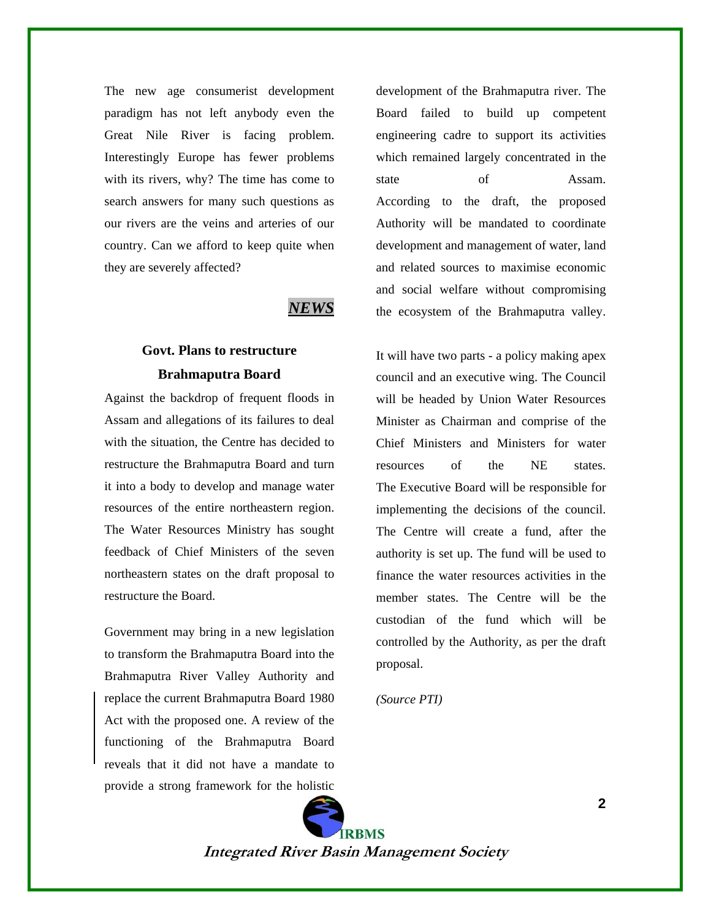The new age consumerist development paradigm has not left anybody even the Great Nile River is facing problem. Interestingly Europe has fewer problems with its rivers, why? The time has come to search answers for many such questions as our rivers are the veins and arteries of our country. Can we afford to keep quite when they are severely affected?

***NEWS***

### Govt. Plans to restructure Brahmaputra Board

Against the backdrop of frequent floods in Assam and allegations of its failures to deal with the situation, the Centre has decided to restructure the Brahmaputra Board and turn it into a body to develop and manage water resources of the entire northeastern region. The Water Resources Ministry has sought feedback of Chief Ministers of the seven northeastern states on the draft proposal to restructure the Board.

Government may bring in a new legislation to transform the Brahmaputra Board into the Brahmaputra River Valley Authority and replace the current Brahmaputra Board 1980 Act with the proposed one. A review of the functioning of the Brahmaputra Board reveals that it did not have a mandate to provide a strong framework for the holistic development of the Brahmaputra river. The Board failed to build up competent engineering cadre to support its activities which remained largely concentrated in the state of Assam. According to the draft, the proposed Authority will be mandated to coordinate development and management of water, land and related sources to maximise economic and social welfare without compromising the ecosystem of the Brahmaputra valley.

It will have two parts - a policy making apex council and an executive wing. The Council will be headed by Union Water Resources Minister as Chairman and comprise of the Chief Ministers and Ministers for water resources of the NE states. The Executive Board will be responsible for implementing the decisions of the council. The Centre will create a fund, after the authority is set up. The fund will be used to finance the water resources activities in the member states. The Centre will be the custodian of the fund which will be controlled by the Authority, as per the draft proposal.

*(Source PTI)*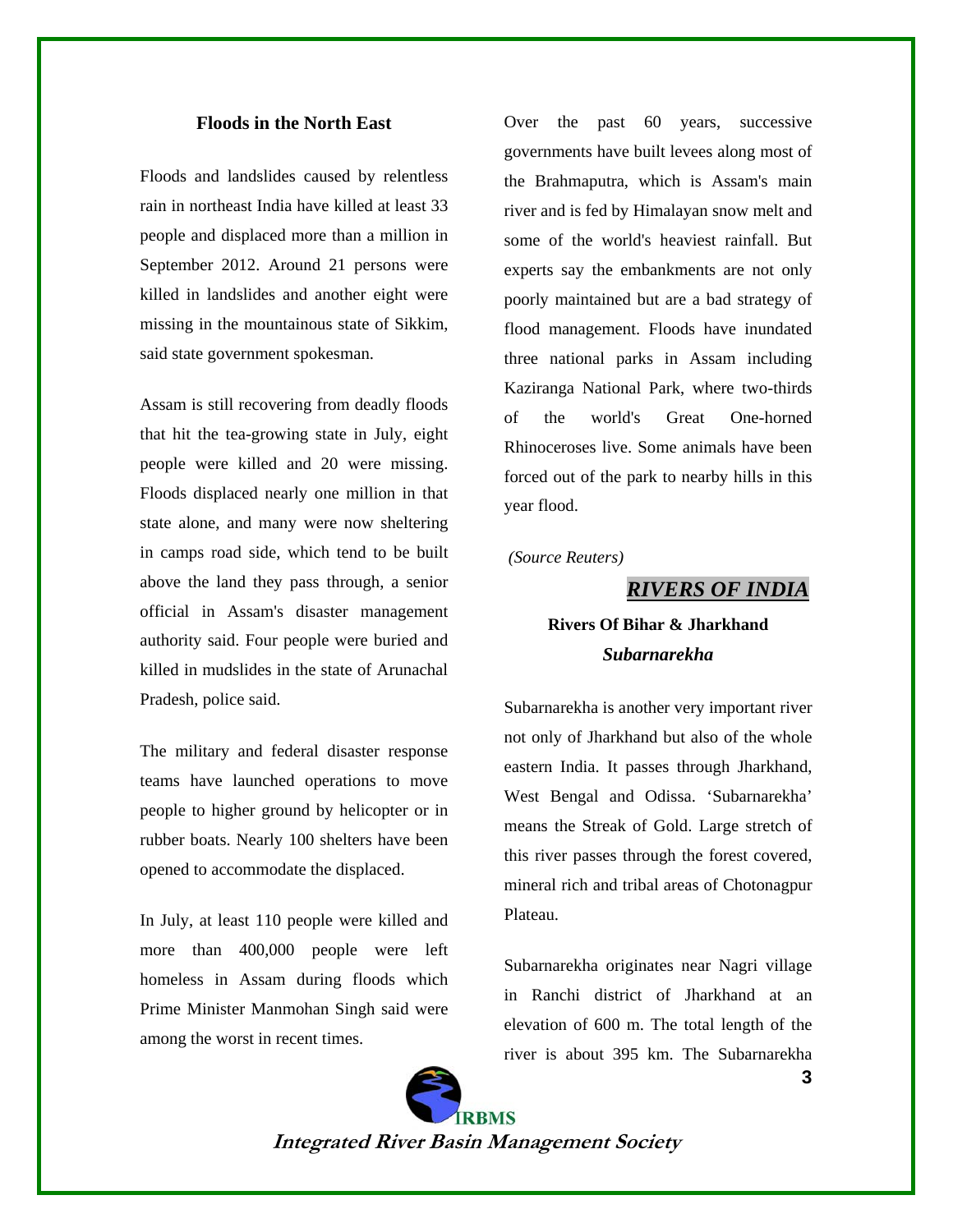### Floods in the North East

Floods and landslides caused by relentless rain in northeast India have killed at least 33 people and displaced more than a million in September 2012. Around 21 persons were killed in landslides and another eight were missing in the mountainous state of Sikkim, said state government spokesman.

Assam is still recovering from deadly floods that hit the tea-growing state in July, eight people were killed and 20 were missing. Floods displaced nearly one million in that state alone, and many were now sheltering in camps road side, which tend to be built above the land they pass through, a senior official in Assam's disaster management authority said. Four people were buried and killed in mudslides in the state of Arunachal Pradesh, police said.

The military and federal disaster response teams have launched operations to move people to higher ground by helicopter or in rubber boats. Nearly 100 shelters have been opened to accommodate the displaced.

In July, at least 110 people were killed and more than 400,000 people were left homeless in Assam during floods which Prime Minister Manmohan Singh said were among the worst in recent times.

Over the past 60 years, successive governments have built levees along most of the Brahmaputra, which is Assam's main river and is fed by Himalayan snow melt and some of the world's heaviest rainfall. But experts say the embankments are not only poorly maintained but are a bad strategy of flood management. Floods have inundated three national parks in Assam including Kaziranga National Park, where two-thirds of the world's Great One-horned Rhinoceroses live. Some animals have been forced out of the park to nearby hills in this year flood.

*(Source Reuters)*

## ***RIVERS OF INDIA***

### Rivers Of Bihar & Jharkhand

#### *Subarnarekha*

Subarnarekha is another very important river not only of Jharkhand but also of the whole eastern India. It passes through Jharkhand, West Bengal and Odissa. 'Subarnarekha' means the Streak of Gold. Large stretch of this river passes through the forest covered, mineral rich and tribal areas of Chotonagpur Plateau.

Subarnarekha originates near Nagri village in Ranchi district of Jharkhand at an elevation of 600 m. The total length of the river is about 395 km. The Subarnarekha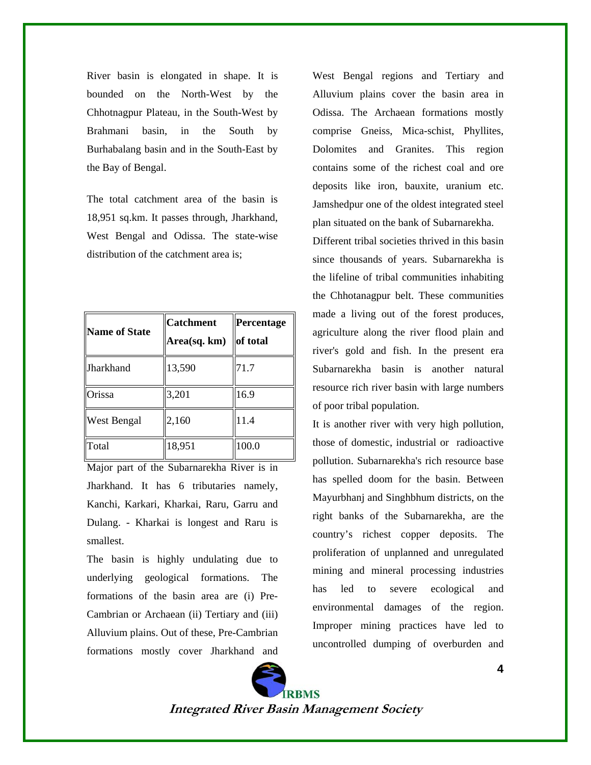River basin is elongated in shape. It is bounded on the North-West by the Chhotnagpur Plateau, in the South-West by Brahmani basin, in the South by Burhabalang basin and in the South-East by the Bay of Bengal.

The total catchment area of the basin is 18,951 sq.km. It passes through, Jharkhand, West Bengal and Odissa. The state-wise distribution of the catchment area is;

| Name of State | Catchment Area(sq. km) | Percentage of total |
|---|---|---|
| Jharkhand | 13,590 | 71.7 |
| Orissa | 3,201 | 16.9 |
| West Bengal | 2,160 | 11.4 |
| Total | 18,951 | 100.0 |

Major part of the Subarnarekha River is in Jharkhand. It has 6 tributaries namely, Kanchi, Karkari, Kharkai, Raru, Garru and Dulang. - Kharkai is longest and Raru is smallest.

The basin is highly undulating due to underlying geological formations. The formations of the basin area are (i) Pre-Cambrian or Archaean (ii) Tertiary and (iii) Alluvium plains. Out of these, Pre-Cambrian formations mostly cover Jharkhand and West Bengal regions and Tertiary and Alluvium plains cover the basin area in Odissa. The Archaean formations mostly comprise Gneiss, Mica-schist, Phyllites, Dolomites and Granites. This region contains some of the richest coal and ore deposits like iron, bauxite, uranium etc. Jamshedpur one of the oldest integrated steel plan situated on the bank of Subarnarekha.

Different tribal societies thrived in this basin since thousands of years. Subarnarekha is the lifeline of tribal communities inhabiting the Chhotanagpur belt. These communities made a living out of the forest produces, agriculture along the river flood plain and river's gold and fish. In the present era Subarnarekha basin is another natural resource rich river basin with large numbers of poor tribal population.

It is another river with very high pollution, those of domestic, industrial or radioactive pollution. Subarnarekha's rich resource base has spelled doom for the basin. Between Mayurbhanj and Singhbhum districts, on the right banks of the Subarnarekha, are the country's richest copper deposits. The proliferation of unplanned and unregulated mining and mineral processing industries has led to severe ecological and environmental damages of the region. Improper mining practices have led to uncontrolled dumping of overburden and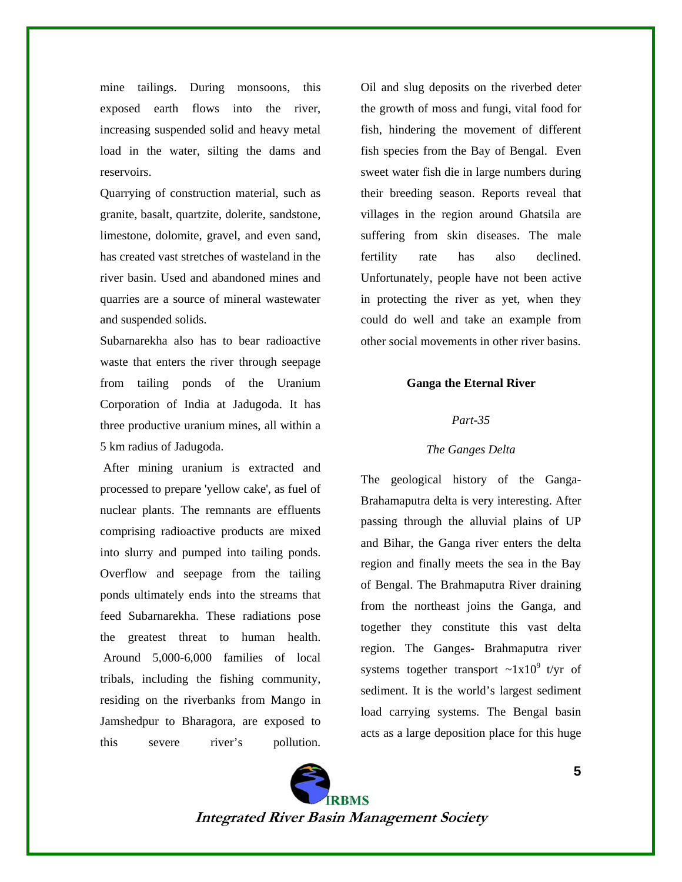mine tailings. During monsoons, this exposed earth flows into the river, increasing suspended solid and heavy metal load in the water, silting the dams and reservoirs.

Quarrying of construction material, such as granite, basalt, quartzite, dolerite, sandstone, limestone, dolomite, gravel, and even sand, has created vast stretches of wasteland in the river basin. Used and abandoned mines and quarries are a source of mineral wastewater and suspended solids.

Subarnarekha also has to bear radioactive waste that enters the river through seepage from tailing ponds of the Uranium Corporation of India at Jadugoda. It has three productive uranium mines, all within a 5 km radius of Jadugoda.

After mining uranium is extracted and processed to prepare 'yellow cake', as fuel of nuclear plants. The remnants are effluents comprising radioactive products are mixed into slurry and pumped into tailing ponds. Overflow and seepage from the tailing ponds ultimately ends into the streams that feed Subarnarekha. These radiations pose the greatest threat to human health. Around 5,000-6,000 families of local tribals, including the fishing community, residing on the riverbanks from Mango in Jamshedpur to Bharagora, are exposed to this severe river's pollution. Oil and slug deposits on the riverbed deter the growth of moss and fungi, vital food for fish, hindering the movement of different fish species from the Bay of Bengal. Even sweet water fish die in large numbers during their breeding season. Reports reveal that villages in the region around Ghatsila are suffering from skin diseases. The male fertility rate has also declined. Unfortunately, people have not been active in protecting the river as yet, when they could do well and take an example from other social movements in other river basins.

## Ganga the Eternal River

*Part-35*

*The Ganges Delta*

The geological history of the Ganga-Brahamaputra delta is very interesting. After passing through the alluvial plains of UP and Bihar, the Ganga river enters the delta region and finally meets the sea in the Bay of Bengal. The Brahmaputra River draining from the northeast joins the Ganga, and together they constitute this vast delta region. The Ganges- Brahmaputra river systems together transport ~$1x10^9$ t/yr of sediment. It is the world's largest sediment load carrying systems. The Bengal basin acts as a large deposition place for this huge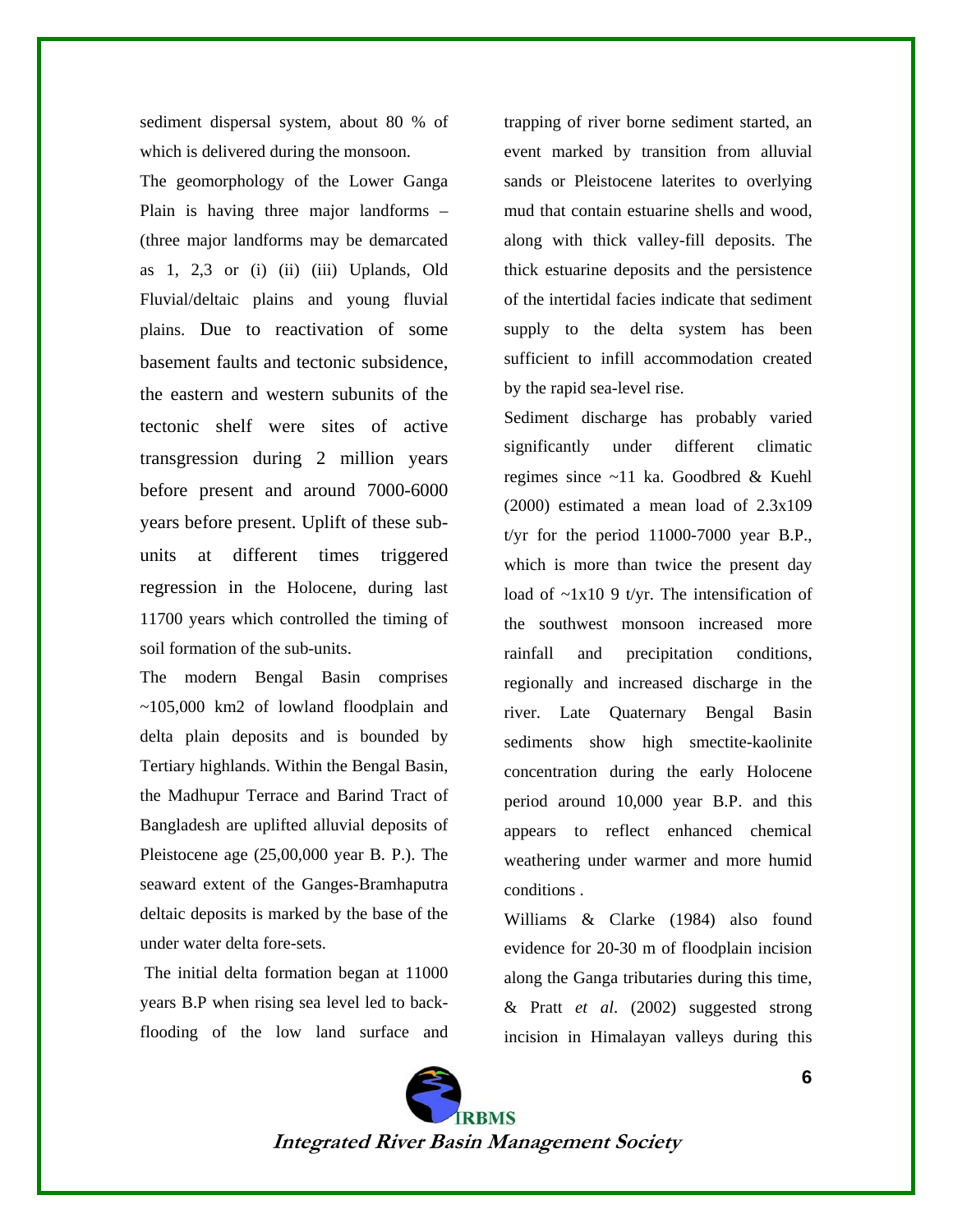sediment dispersal system, about 80 % of which is delivered during the monsoon.

The geomorphology of the Lower Ganga Plain is having three major landforms – (three major landforms may be demarcated as 1, 2,3 or (i) (ii) (iii) Uplands, Old Fluvial/deltaic plains and young fluvial plains. Due to reactivation of some basement faults and tectonic subsidence, the eastern and western subunits of the tectonic shelf were sites of active transgression during 2 million years before present and around 7000-6000 years before present. Uplift of these sub-units at different times triggered regression in the Holocene, during last 11700 years which controlled the timing of soil formation of the sub-units.

The modern Bengal Basin comprises ~105,000 km2 of lowland floodplain and delta plain deposits and is bounded by Tertiary highlands. Within the Bengal Basin, the Madhupur Terrace and Barind Tract of Bangladesh are uplifted alluvial deposits of Pleistocene age (25,00,000 year B. P.). The seaward extent of the Ganges-Bramhaputra deltaic deposits is marked by the base of the under water delta fore-sets.

The initial delta formation began at 11000 years B.P when rising sea level led to back-flooding of the low land surface and trapping of river borne sediment started, an event marked by transition from alluvial sands or Pleistocene laterites to overlying mud that contain estuarine shells and wood, along with thick valley-fill deposits. The thick estuarine deposits and the persistence of the intertidal facies indicate that sediment supply to the delta system has been sufficient to infill accommodation created by the rapid sea-level rise.

Sediment discharge has probably varied significantly under different climatic regimes since ~11 ka. Goodbred & Kuehl (2000) estimated a mean load of 2.3x109 t/yr for the period 11000-7000 year B.P., which is more than twice the present day load of ~1x10 9 t/yr. The intensification of the southwest monsoon increased more rainfall and precipitation conditions, regionally and increased discharge in the river. Late Quaternary Bengal Basin sediments show high smectite-kaolinite concentration during the early Holocene period around 10,000 year B.P. and this appears to reflect enhanced chemical weathering under warmer and more humid conditions .

Williams & Clarke (1984) also found evidence for 20-30 m of floodplain incision along the Ganga tributaries during this time, & Pratt *et al*. (2002) suggested strong incision in Himalayan valleys during this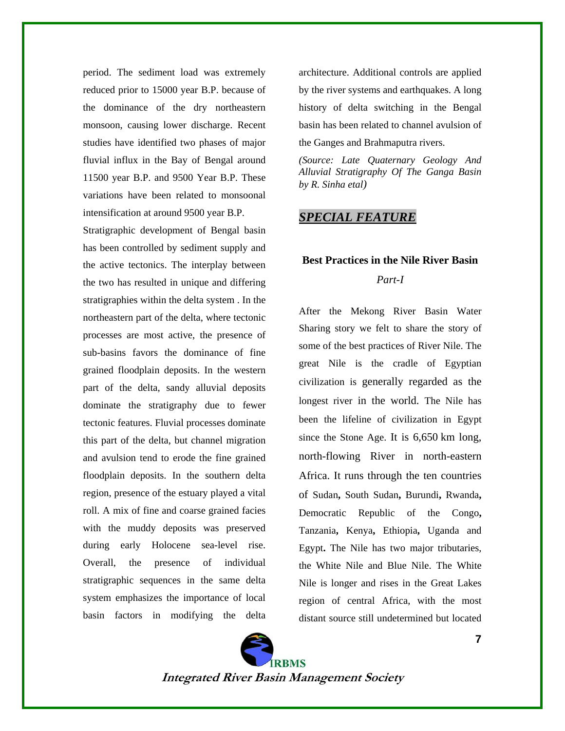period. The sediment load was extremely reduced prior to 15000 year B.P. because of the dominance of the dry northeastern monsoon, causing lower discharge. Recent studies have identified two phases of major fluvial influx in the Bay of Bengal around 11500 year B.P. and 9500 Year B.P. These variations have been related to monsoonal intensification at around 9500 year B.P.

Stratigraphic development of Bengal basin has been controlled by sediment supply and the active tectonics. The interplay between the two has resulted in unique and differing stratigraphies within the delta system . In the northeastern part of the delta, where tectonic processes are most active, the presence of sub-basins favors the dominance of fine grained floodplain deposits. In the western part of the delta, sandy alluvial deposits dominate the stratigraphy due to fewer tectonic features. Fluvial processes dominate this part of the delta, but channel migration and avulsion tend to erode the fine grained floodplain deposits. In the southern delta region, presence of the estuary played a vital roll. A mix of fine and coarse grained facies with the muddy deposits was preserved during early Holocene sea-level rise. Overall, the presence of individual stratigraphic sequences in the same delta system emphasizes the importance of local basin factors in modifying the delta architecture. Additional controls are applied by the river systems and earthquakes. A long history of delta switching in the Bengal basin has been related to channel avulsion of the Ganges and Brahmaputra rivers.

*(Source: Late Quaternary Geology And Alluvial Stratigraphy Of The Ganga Basin by R. Sinha etal)*

## *SPECIAL FEATURE*

### Best Practices in the Nile River Basin

*Part-I*

After the Mekong River Basin Water Sharing story we felt to share the story of some of the best practices of River Nile. The great Nile is the cradle of Egyptian civilization is generally regarded as the longest river in the world. The Nile has been the lifeline of civilization in Egypt since the Stone Age. It is 6,650 km long, north-flowing River in north-eastern Africa. It runs through the ten countries of Sudan, South Sudan, Burundi, Rwanda, Democratic Republic of the Congo, Tanzania, Kenya, Ethiopia, Uganda and Egypt. The Nile has two major tributaries, the White Nile and Blue Nile. The White Nile is longer and rises in the Great Lakes region of central Africa, with the most distant source still undetermined but located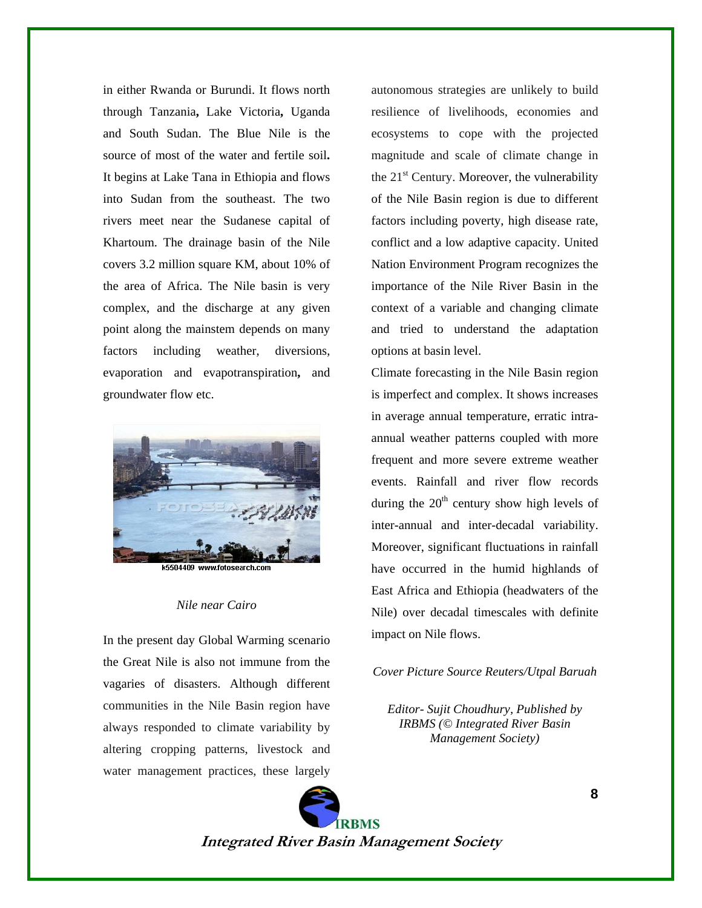in either Rwanda or Burundi. It flows north through Tanzania**,** Lake Victoria**,** Uganda and South Sudan. The Blue Nile is the source of most of the water and fertile soil**.** It begins at Lake Tana in Ethiopia and flows into Sudan from the southeast. The two rivers meet near the Sudanese capital of Khartoum. The drainage basin of the Nile covers 3.2 million square KM, about 10% of the area of Africa. The Nile basin is very complex, and the discharge at any given point along the mainstem depends on many factors including weather, diversions, evaporation and evapotranspiration**,** and groundwater flow etc.

k5504409 www.fotosearch.com

*Nile near Cairo*

In the present day Global Warming scenario the Great Nile is also not immune from the vagaries of disasters. Although different communities in the Nile Basin region have always responded to climate variability by altering cropping patterns, livestock and water management practices, these largely autonomous strategies are unlikely to build resilience of livelihoods, economies and ecosystems to cope with the projected magnitude and scale of climate change in the 21st Century. Moreover, the vulnerability of the Nile Basin region is due to different factors including poverty, high disease rate, conflict and a low adaptive capacity. United Nation Environment Program recognizes the importance of the Nile River Basin in the context of a variable and changing climate and tried to understand the adaptation options at basin level.

Climate forecasting in the Nile Basin region is imperfect and complex. It shows increases in average annual temperature, erratic intra-annual weather patterns coupled with more frequent and more severe extreme weather events. Rainfall and river flow records during the 20th century show high levels of inter-annual and inter-decadal variability. Moreover, significant fluctuations in rainfall have occurred in the humid highlands of East Africa and Ethiopia (headwaters of the Nile) over decadal timescales with definite impact on Nile flows.

*Cover Picture Source Reuters/Utpal Baruah*

*Editor- Sujit Choudhury, Published by IRBMS (© Integrated River Basin Management Society)*

IRBMS

**Integrated River Basin Management Society**